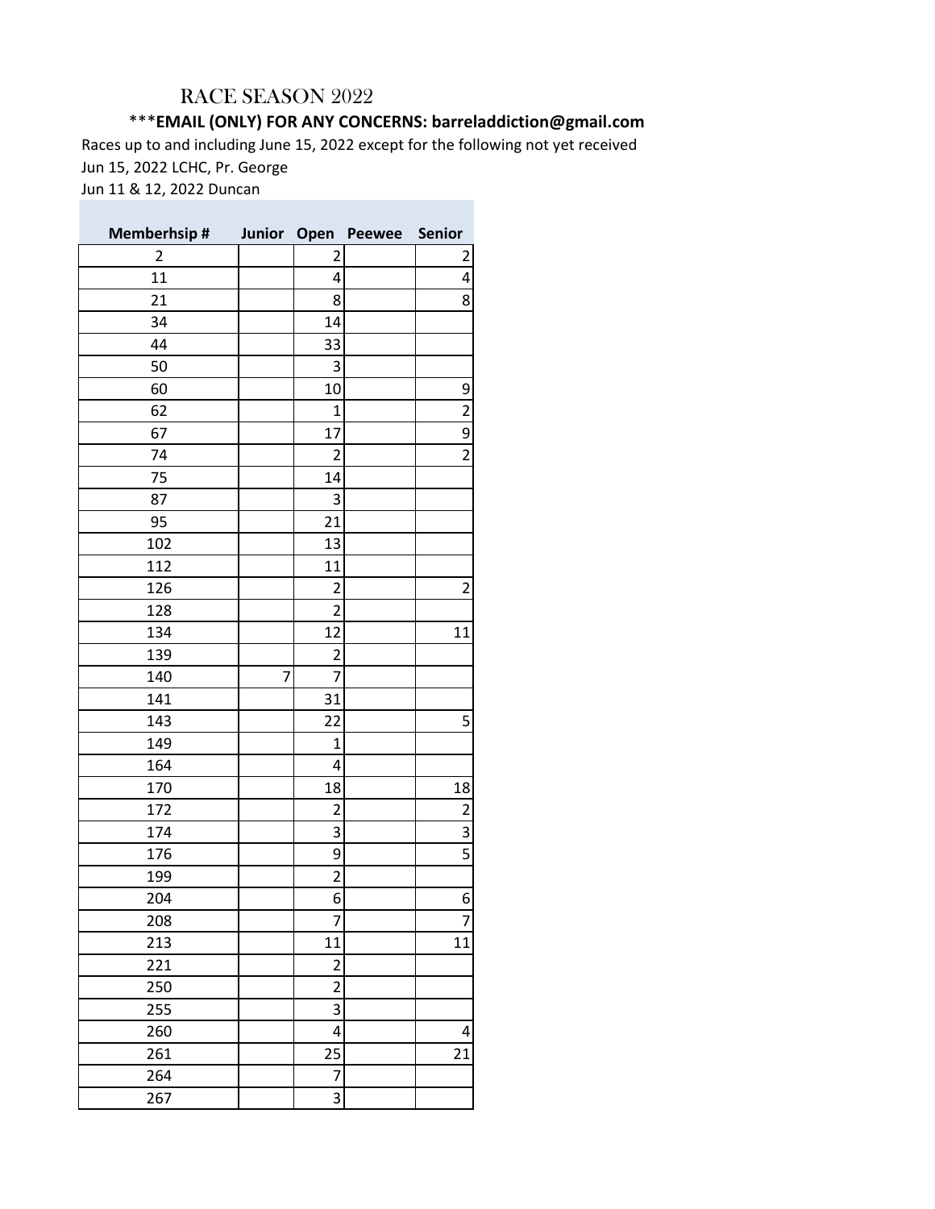# RACE SEASON 2022

***EMAIL (ONLY) FOR ANY CONCERNS: barreladdiction@gmail.com**

Races up to and including June 15, 2022 except for the following not yet received

Jun 15, 2022 LCHC, Pr. George

Jun 11 & 12, 2022 Duncan

| Memberhsip # | Junior | Open | Peewee | Senior |
|---|---|---|---|---|
| 2 | | 2 | | 2 |
| 11 | | 4 | | 4 |
| 21 | | 8 | | 8 |
| 34 | | 14 | | |
| 44 | | 33 | | |
| 50 | | 3 | | |
| 60 | | 10 | | 9 |
| 62 | | 1 | | 2 |
| 67 | | 17 | | 9 |
| 74 | | 2 | | 2 |
| 75 | | 14 | | |
| 87 | | 3 | | |
| 95 | | 21 | | |
| 102 | | 13 | | |
| 112 | | 11 | | |
| 126 | | 2 | | 2 |
| 128 | | 2 | | |
| 134 | | 12 | | 11 |
| 139 | | 2 | | |
| 140 | 7 | 7 | | |
| 141 | | 31 | | |
| 143 | | 22 | | 5 |
| 149 | | 1 | | |
| 164 | | 4 | | |
| 170 | | 18 | | 18 |
| 172 | | 2 | | 2 |
| 174 | | 3 | | 3 |
| 176 | | 9 | | 5 |
| 199 | | 2 | | |
| 204 | | 6 | | 6 |
| 208 | | 7 | | 7 |
| 213 | | 11 | | 11 |
| 221 | | 2 | | |
| 250 | | 2 | | |
| 255 | | 3 | | |
| 260 | | 4 | | 4 |
| 261 | | 25 | | 21 |
| 264 | | 7 | | |
| 267 | | 3 | | |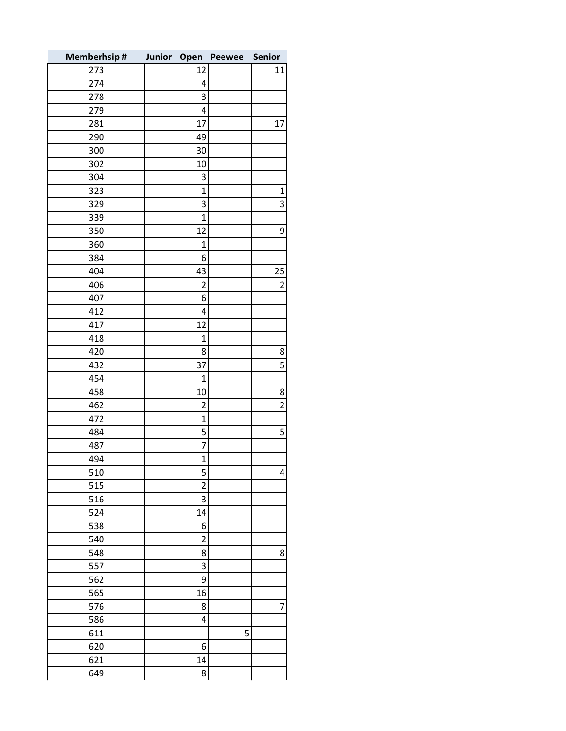| Memberhsip # | Junior | Open | Peewee | Senior |
|---|---|---|---|---|
| 273 | | 12 | | 11 |
| 274 | | 4 | | |
| 278 | | 3 | | |
| 279 | | 4 | | |
| 281 | | 17 | | 17 |
| 290 | | 49 | | |
| 300 | | 30 | | |
| 302 | | 10 | | |
| 304 | | 3 | | |
| 323 | | 1 | | 1 |
| 329 | | 3 | | 3 |
| 339 | | 1 | | |
| 350 | | 12 | | 9 |
| 360 | | 1 | | |
| 384 | | 6 | | |
| 404 | | 43 | | 25 |
| 406 | | 2 | | 2 |
| 407 | | 6 | | |
| 412 | | 4 | | |
| 417 | | 12 | | |
| 418 | | 1 | | |
| 420 | | 8 | | 8 |
| 432 | | 37 | | 5 |
| 454 | | 1 | | |
| 458 | | 10 | | 8 |
| 462 | | 2 | | 2 |
| 472 | | 1 | | |
| 484 | | 5 | | 5 |
| 487 | | 7 | | |
| 494 | | 1 | | |
| 510 | | 5 | | 4 |
| 515 | | 2 | | |
| 516 | | 3 | | |
| 524 | | 14 | | |
| 538 | | 6 | | |
| 540 | | 2 | | |
| 548 | | 8 | | 8 |
| 557 | | 3 | | |
| 562 | | 9 | | |
| 565 | | 16 | | |
| 576 | | 8 | | 7 |
| 586 | | 4 | | |
| 611 | | | 5 | |
| 620 | | 6 | | |
| 621 | | 14 | | |
| 649 | | 8 | | |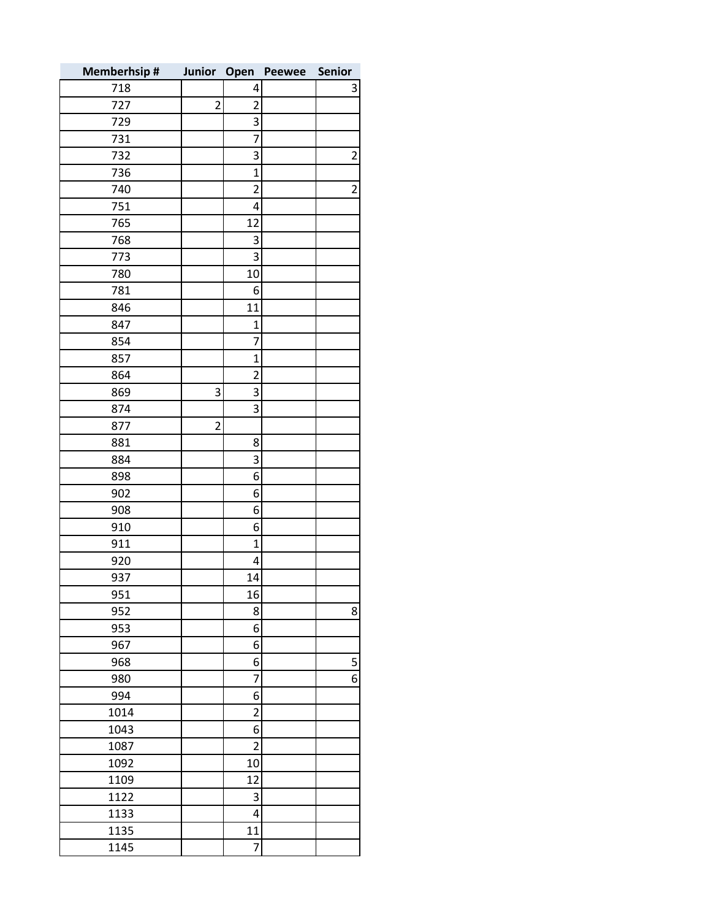| Memberhsip # | Junior | Open | Peewee | Senior |
|---|---|---|---|---|
| 718 | | 4 | | 3 |
| 727 | 2 | 2 | | |
| 729 | | 3 | | |
| 731 | | 7 | | |
| 732 | | 3 | | 2 |
| 736 | | 1 | | |
| 740 | | 2 | | 2 |
| 751 | | 4 | | |
| 765 | | 12 | | |
| 768 | | 3 | | |
| 773 | | 3 | | |
| 780 | | 10 | | |
| 781 | | 6 | | |
| 846 | | 11 | | |
| 847 | | 1 | | |
| 854 | | 7 | | |
| 857 | | 1 | | |
| 864 | | 2 | | |
| 869 | 3 | 3 | | |
| 874 | | 3 | | |
| 877 | 2 | | | |
| 881 | | 8 | | |
| 884 | | 3 | | |
| 898 | | 6 | | |
| 902 | | 6 | | |
| 908 | | 6 | | |
| 910 | | 6 | | |
| 911 | | 1 | | |
| 920 | | 4 | | |
| 937 | | 14 | | |
| 951 | | 16 | | |
| 952 | | 8 | | 8 |
| 953 | | 6 | | |
| 967 | | 6 | | |
| 968 | | 6 | | 5 |
| 980 | | 7 | | 6 |
| 994 | | 6 | | |
| 1014 | | 2 | | |
| 1043 | | 6 | | |
| 1087 | | 2 | | |
| 1092 | | 10 | | |
| 1109 | | 12 | | |
| 1122 | | 3 | | |
| 1133 | | 4 | | |
| 1135 | | 11 | | |
| 1145 | | 7 | | |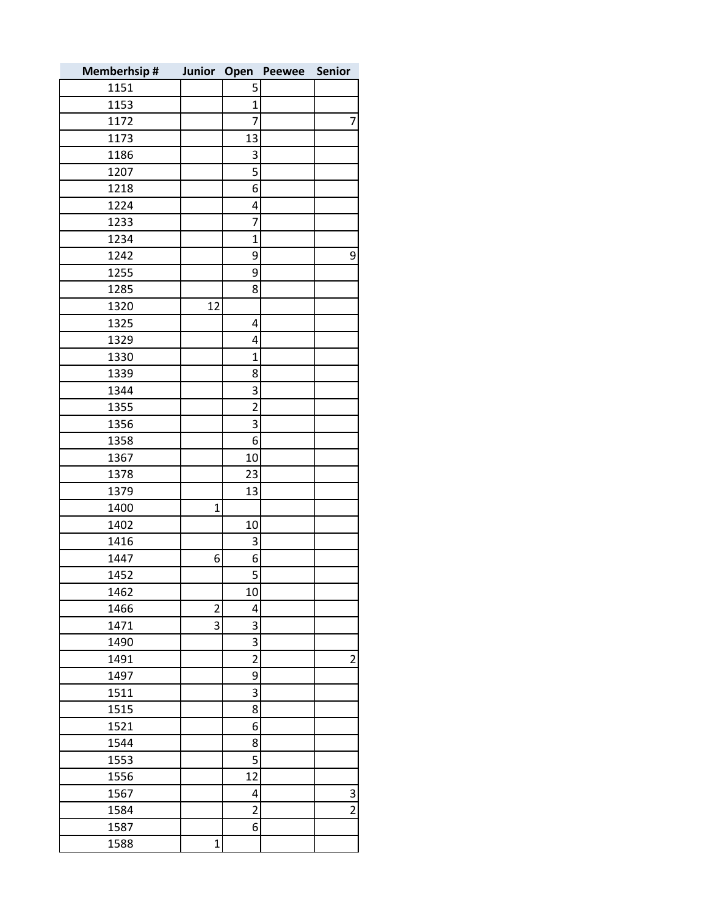| Memberhsip # | Junior | Open | Peewee | Senior |
|---|---|---|---|---|
| 1151 | | 5 | | |
| 1153 | | 1 | | |
| 1172 | | 7 | | 7 |
| 1173 | | 13 | | |
| 1186 | | 3 | | |
| 1207 | | 5 | | |
| 1218 | | 6 | | |
| 1224 | | 4 | | |
| 1233 | | 7 | | |
| 1234 | | 1 | | |
| 1242 | | 9 | | 9 |
| 1255 | | 9 | | |
| 1285 | | 8 | | |
| 1320 | 12 | | | |
| 1325 | | 4 | | |
| 1329 | | 4 | | |
| 1330 | | 1 | | |
| 1339 | | 8 | | |
| 1344 | | 3 | | |
| 1355 | | 2 | | |
| 1356 | | 3 | | |
| 1358 | | 6 | | |
| 1367 | | 10 | | |
| 1378 | | 23 | | |
| 1379 | | 13 | | |
| 1400 | 1 | | | |
| 1402 | | 10 | | |
| 1416 | | 3 | | |
| 1447 | 6 | 6 | | |
| 1452 | | 5 | | |
| 1462 | | 10 | | |
| 1466 | 2 | 4 | | |
| 1471 | 3 | 3 | | |
| 1490 | | 3 | | |
| 1491 | | 2 | | 2 |
| 1497 | | 9 | | |
| 1511 | | 3 | | |
| 1515 | | 8 | | |
| 1521 | | 6 | | |
| 1544 | | 8 | | |
| 1553 | | 5 | | |
| 1556 | | 12 | | |
| 1567 | | 4 | | 3 |
| 1584 | | 2 | | 2 |
| 1587 | | 6 | | |
| 1588 | 1 | | | |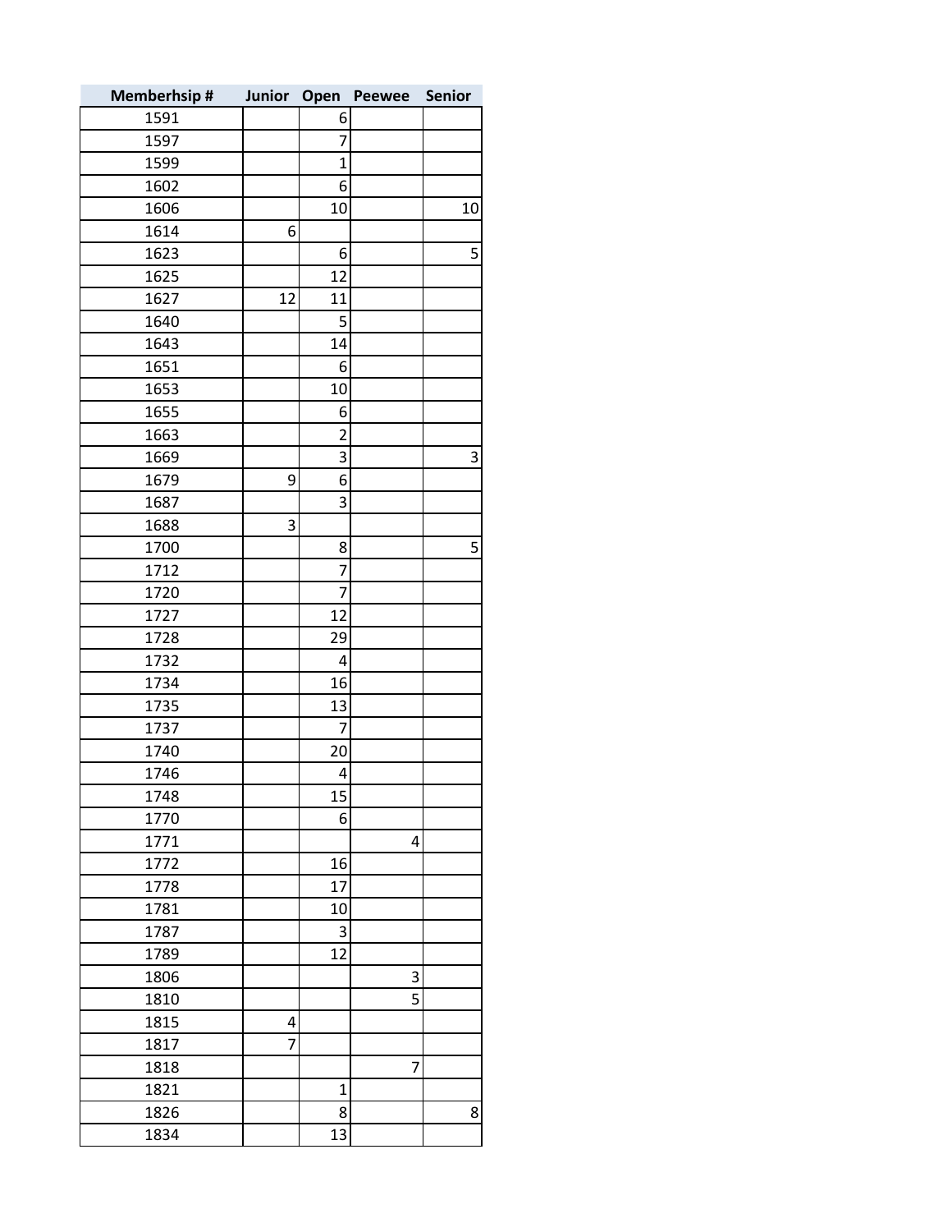| Memberhsip # | Junior | Open | Peewee | Senior |
|---|---|---|---|---|
| 1591 | | 6 | | |
| 1597 | | 7 | | |
| 1599 | | 1 | | |
| 1602 | | 6 | | |
| 1606 | | 10 | | 10 |
| 1614 | 6 | | | |
| 1623 | | 6 | | 5 |
| 1625 | | 12 | | |
| 1627 | 12 | 11 | | |
| 1640 | | 5 | | |
| 1643 | | 14 | | |
| 1651 | | 6 | | |
| 1653 | | 10 | | |
| 1655 | | 6 | | |
| 1663 | | 2 | | |
| 1669 | | 3 | | 3 |
| 1679 | 9 | 6 | | |
| 1687 | | 3 | | |
| 1688 | 3 | | | |
| 1700 | | 8 | | 5 |
| 1712 | | 7 | | |
| 1720 | | 7 | | |
| 1727 | | 12 | | |
| 1728 | | 29 | | |
| 1732 | | 4 | | |
| 1734 | | 16 | | |
| 1735 | | 13 | | |
| 1737 | | 7 | | |
| 1740 | | 20 | | |
| 1746 | | 4 | | |
| 1748 | | 15 | | |
| 1770 | | 6 | | |
| 1771 | | | 4 | |
| 1772 | | 16 | | |
| 1778 | | 17 | | |
| 1781 | | 10 | | |
| 1787 | | 3 | | |
| 1789 | | 12 | | |
| 1806 | | | 3 | |
| 1810 | | | 5 | |
| 1815 | 4 | | | |
| 1817 | 7 | | | |
| 1818 | | | 7 | |
| 1821 | | 1 | | |
| 1826 | | 8 | | 8 |
| 1834 | | 13 | | |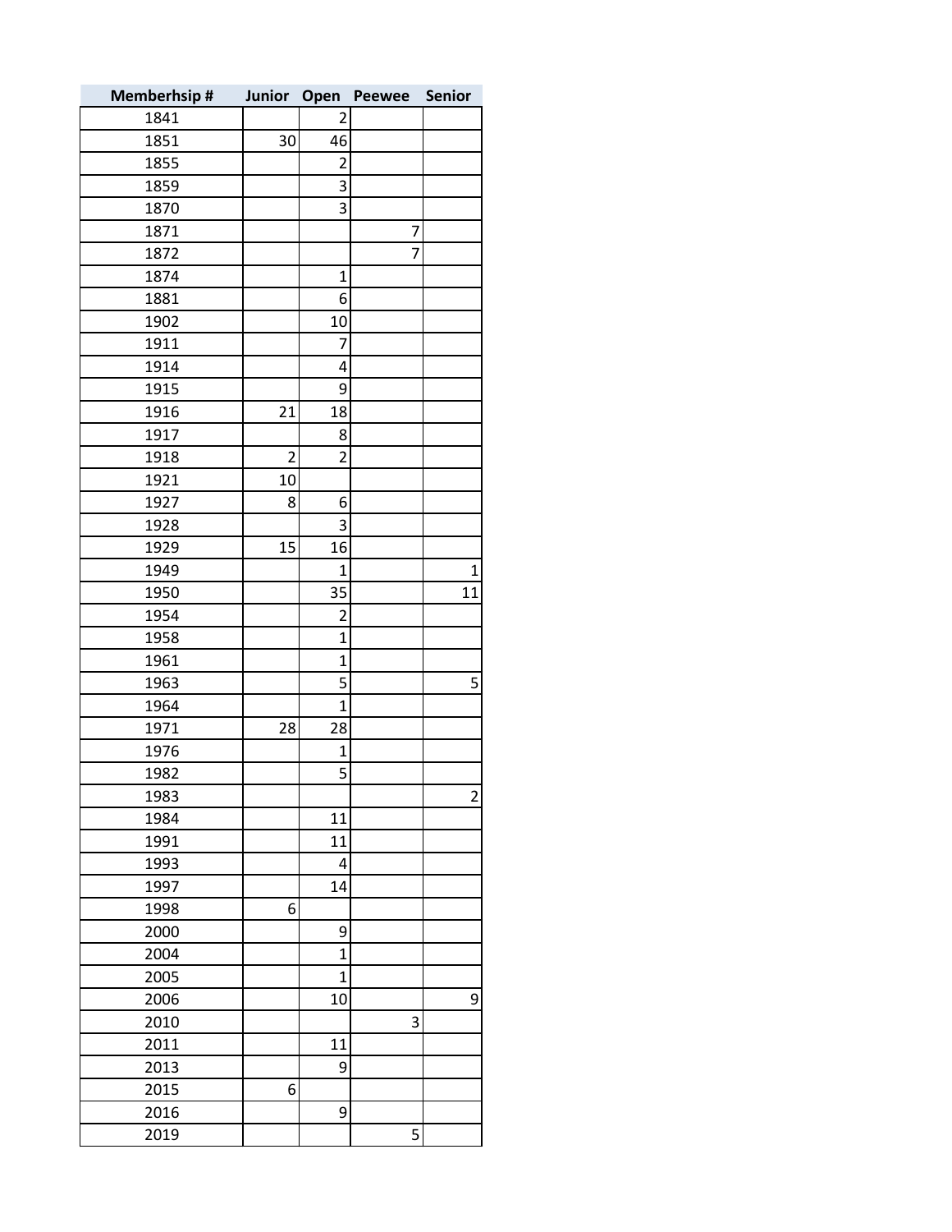| Memberhsip # | Junior | Open | Peewee | Senior |
|---|---|---|---|---|
| 1841 | | 2 | | |
| 1851 | 30 | 46 | | |
| 1855 | | 2 | | |
| 1859 | | 3 | | |
| 1870 | | 3 | | |
| 1871 | | | 7 | |
| 1872 | | | 7 | |
| 1874 | | 1 | | |
| 1881 | | 6 | | |
| 1902 | | 10 | | |
| 1911 | | 7 | | |
| 1914 | | 4 | | |
| 1915 | | 9 | | |
| 1916 | 21 | 18 | | |
| 1917 | | 8 | | |
| 1918 | 2 | 2 | | |
| 1921 | 10 | | | |
| 1927 | 8 | 6 | | |
| 1928 | | 3 | | |
| 1929 | 15 | 16 | | |
| 1949 | | 1 | | 1 |
| 1950 | | 35 | | 11 |
| 1954 | | 2 | | |
| 1958 | | 1 | | |
| 1961 | | 1 | | |
| 1963 | | 5 | | 5 |
| 1964 | | 1 | | |
| 1971 | 28 | 28 | | |
| 1976 | | 1 | | |
| 1982 | | 5 | | |
| 1983 | | | | 2 |
| 1984 | | 11 | | |
| 1991 | | 11 | | |
| 1993 | | 4 | | |
| 1997 | | 14 | | |
| 1998 | 6 | | | |
| 2000 | | 9 | | |
| 2004 | | 1 | | |
| 2005 | | 1 | | |
| 2006 | | 10 | | 9 |
| 2010 | | | 3 | |
| 2011 | | 11 | | |
| 2013 | | 9 | | |
| 2015 | 6 | | | |
| 2016 | | 9 | | |
| 2019 | | | 5 | |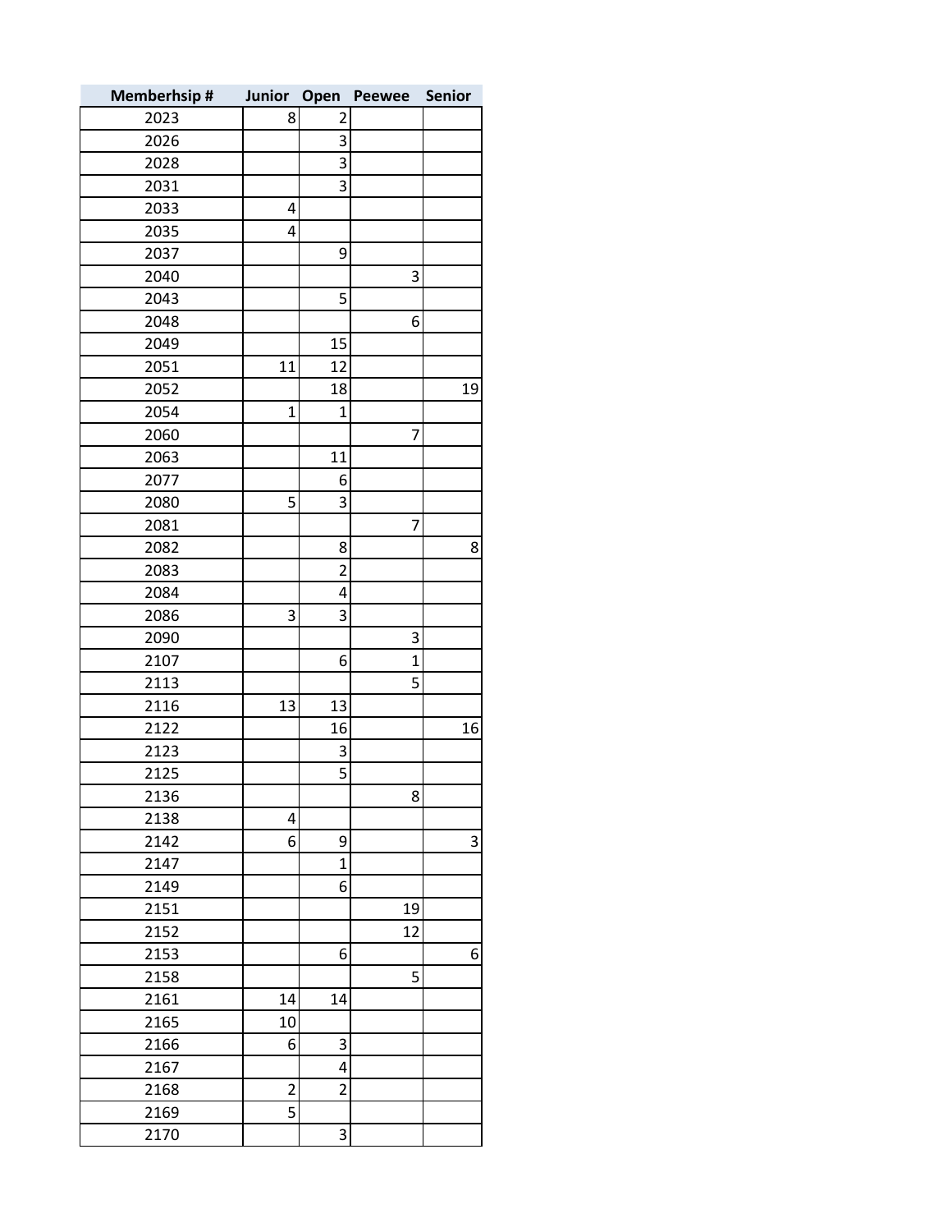| Memberhsip # | Junior | Open | Peewee | Senior |
|---|---|---|---|---|
| 2023 | 8 | 2 | | |
| 2026 | | 3 | | |
| 2028 | | 3 | | |
| 2031 | | 3 | | |
| 2033 | 4 | | | |
| 2035 | 4 | | | |
| 2037 | | 9 | | |
| 2040 | | | 3 | |
| 2043 | | 5 | | |
| 2048 | | | 6 | |
| 2049 | | 15 | | |
| 2051 | 11 | 12 | | |
| 2052 | | 18 | | 19 |
| 2054 | 1 | 1 | | |
| 2060 | | | 7 | |
| 2063 | | 11 | | |
| 2077 | | 6 | | |
| 2080 | 5 | 3 | | |
| 2081 | | | 7 | |
| 2082 | | 8 | | 8 |
| 2083 | | 2 | | |
| 2084 | | 4 | | |
| 2086 | 3 | 3 | | |
| 2090 | | | 3 | |
| 2107 | | 6 | 1 | |
| 2113 | | | 5 | |
| 2116 | 13 | 13 | | |
| 2122 | | 16 | | 16 |
| 2123 | | 3 | | |
| 2125 | | 5 | | |
| 2136 | | | 8 | |
| 2138 | 4 | | | |
| 2142 | 6 | 9 | | 3 |
| 2147 | | 1 | | |
| 2149 | | 6 | | |
| 2151 | | | 19 | |
| 2152 | | | 12 | |
| 2153 | | 6 | | 6 |
| 2158 | | | 5 | |
| 2161 | 14 | 14 | | |
| 2165 | 10 | | | |
| 2166 | 6 | 3 | | |
| 2167 | | 4 | | |
| 2168 | 2 | 2 | | |
| 2169 | 5 | | | |
| 2170 | | 3 | | |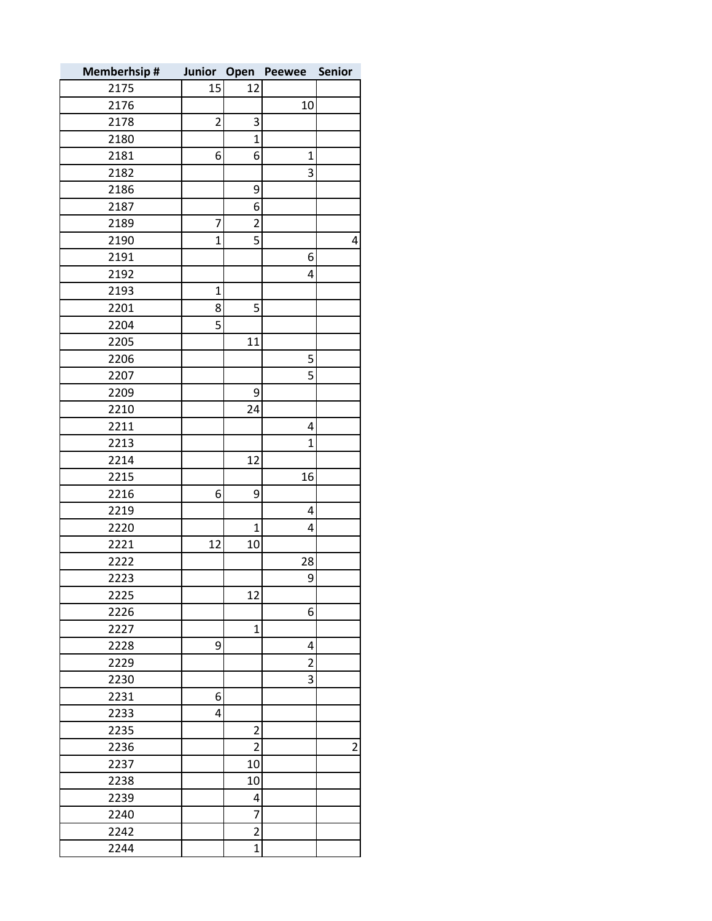| Memberhsip # | Junior | Open | Peewee | Senior |
|---|---|---|---|---|
| 2175 | 15 | 12 | | |
| 2176 | | | 10 | |
| 2178 | 2 | 3 | | |
| 2180 | | 1 | | |
| 2181 | 6 | 6 | 1 | |
| 2182 | | | 3 | |
| 2186 | | 9 | | |
| 2187 | | 6 | | |
| 2189 | 7 | 2 | | |
| 2190 | 1 | 5 | | 4 |
| 2191 | | | 6 | |
| 2192 | | | 4 | |
| 2193 | 1 | | | |
| 2201 | 8 | 5 | | |
| 2204 | 5 | | | |
| 2205 | | 11 | | |
| 2206 | | | 5 | |
| 2207 | | | 5 | |
| 2209 | | 9 | | |
| 2210 | | 24 | | |
| 2211 | | | 4 | |
| 2213 | | | 1 | |
| 2214 | | 12 | | |
| 2215 | | | 16 | |
| 2216 | 6 | 9 | | |
| 2219 | | | 4 | |
| 2220 | | 1 | 4 | |
| 2221 | 12 | 10 | | |
| 2222 | | | 28 | |
| 2223 | | | 9 | |
| 2225 | | 12 | | |
| 2226 | | | 6 | |
| 2227 | | 1 | | |
| 2228 | 9 | | 4 | |
| 2229 | | | 2 | |
| 2230 | | | 3 | |
| 2231 | 6 | | | |
| 2233 | 4 | | | |
| 2235 | | 2 | | |
| 2236 | | 2 | | 2 |
| 2237 | | 10 | | |
| 2238 | | 10 | | |
| 2239 | | 4 | | |
| 2240 | | 7 | | |
| 2242 | | 2 | | |
| 2244 | | 1 | | |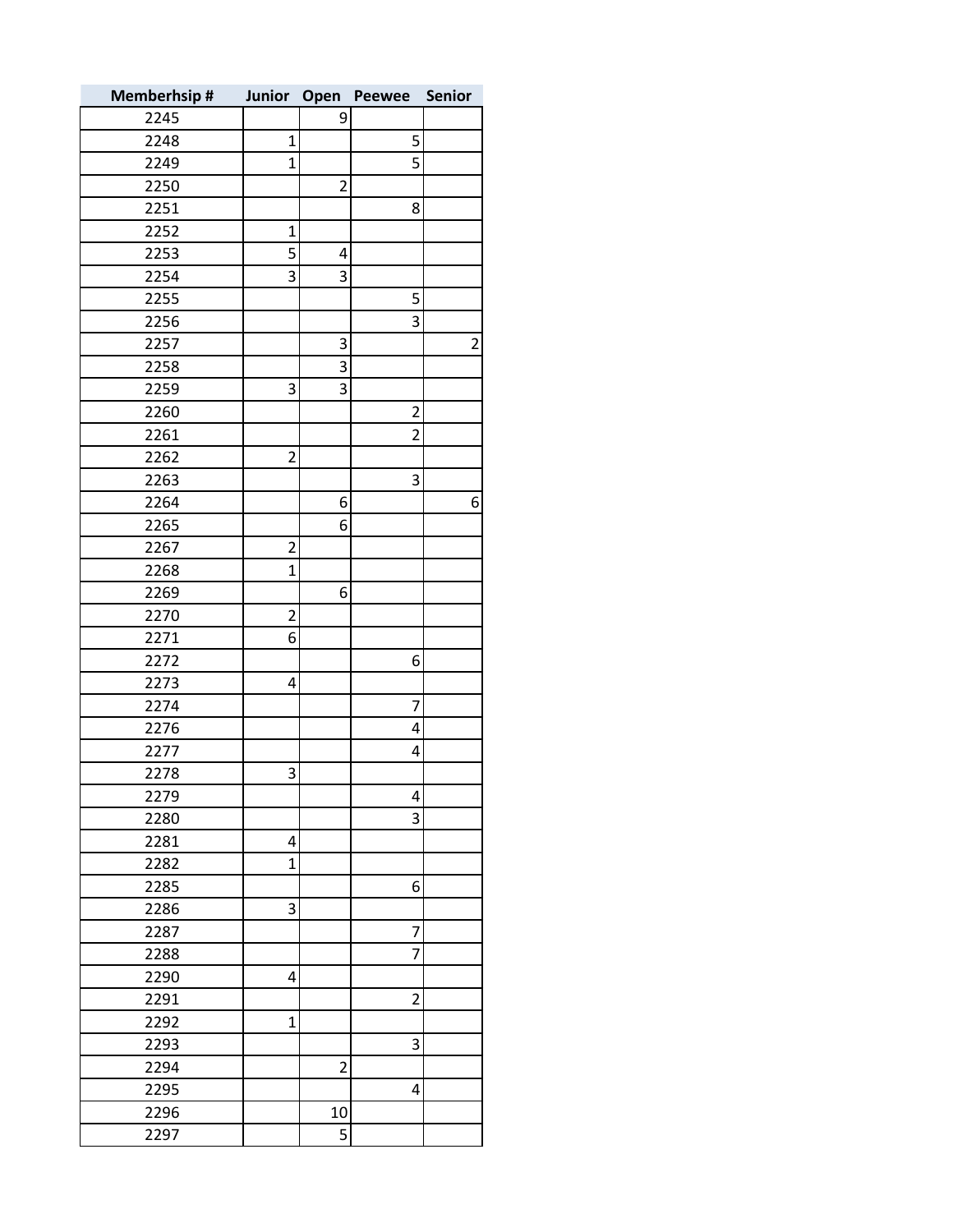| Memberhsip # | Junior | Open | Peewee | Senior |
|---|---|---|---|---|
| 2245 | | 9 | | |
| 2248 | 1 | | 5 | |
| 2249 | 1 | | 5 | |
| 2250 | | 2 | | |
| 2251 | | | 8 | |
| 2252 | 1 | | | |
| 2253 | 5 | 4 | | |
| 2254 | 3 | 3 | | |
| 2255 | | | 5 | |
| 2256 | | | 3 | |
| 2257 | | 3 | | 2 |
| 2258 | | 3 | | |
| 2259 | 3 | 3 | | |
| 2260 | | | 2 | |
| 2261 | | | 2 | |
| 2262 | 2 | | | |
| 2263 | | | 3 | |
| 2264 | | 6 | | 6 |
| 2265 | | 6 | | |
| 2267 | 2 | | | |
| 2268 | 1 | | | |
| 2269 | | 6 | | |
| 2270 | 2 | | | |
| 2271 | 6 | | | |
| 2272 | | | 6 | |
| 2273 | 4 | | | |
| 2274 | | | 7 | |
| 2276 | | | 4 | |
| 2277 | | | 4 | |
| 2278 | 3 | | | |
| 2279 | | | 4 | |
| 2280 | | | 3 | |
| 2281 | 4 | | | |
| 2282 | 1 | | | |
| 2285 | | | 6 | |
| 2286 | 3 | | | |
| 2287 | | | 7 | |
| 2288 | | | 7 | |
| 2290 | 4 | | | |
| 2291 | | | 2 | |
| 2292 | 1 | | | |
| 2293 | | | 3 | |
| 2294 | | 2 | | |
| 2295 | | | 4 | |
| 2296 | | 10 | | |
| 2297 | | 5 | | |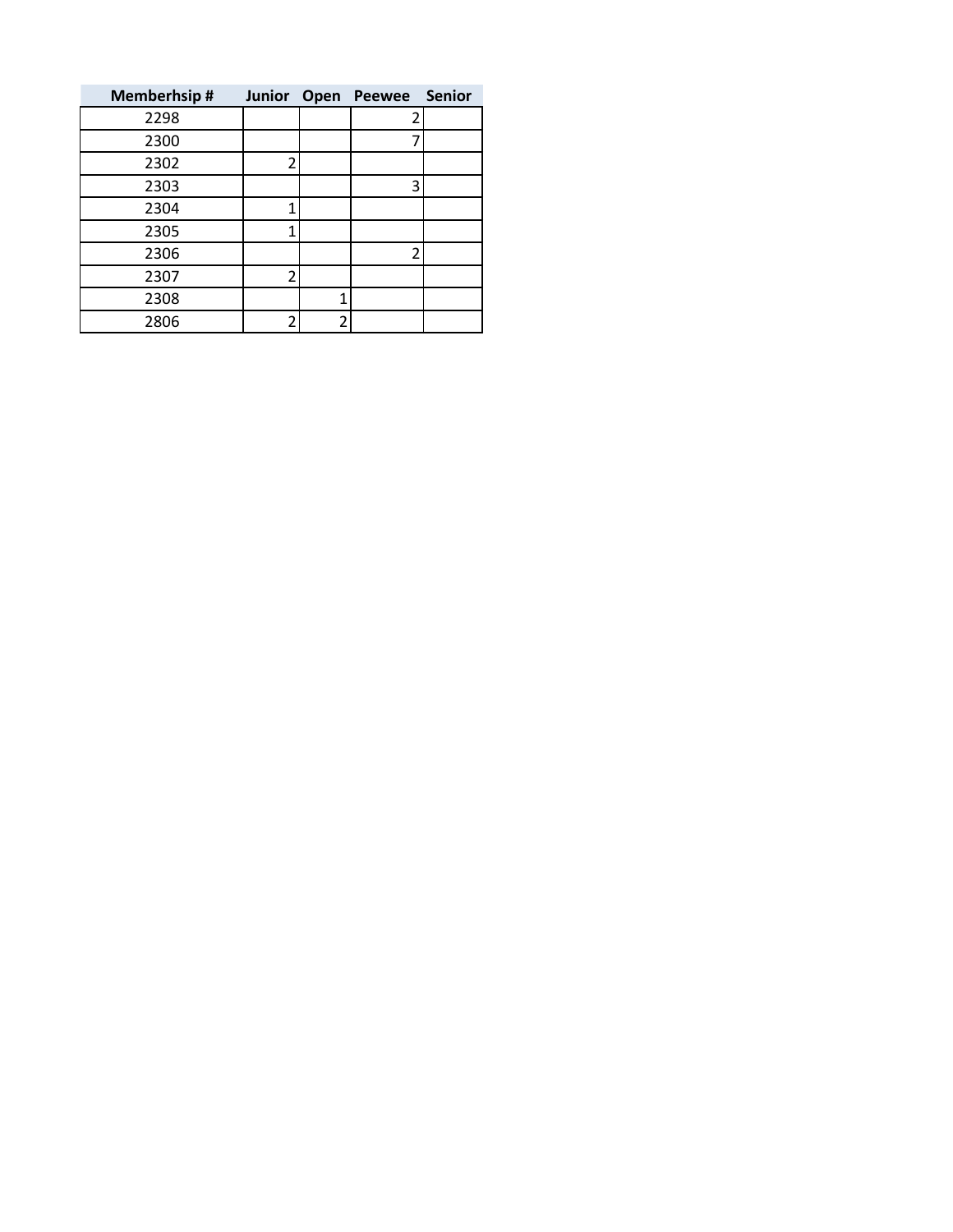| Memberhsip # | Junior | Open | Peewee | Senior |
| --- | --- | --- | --- | --- |
| 2298 | | | 2 | |
| 2300 | | | 7 | |
| 2302 | 2 | | | |
| 2303 | | | 3 | |
| 2304 | 1 | | | |
| 2305 | 1 | | | |
| 2306 | | | 2 | |
| 2307 | 2 | | | |
| 2308 | | 1 | | |
| 2806 | 2 | 2 | | |